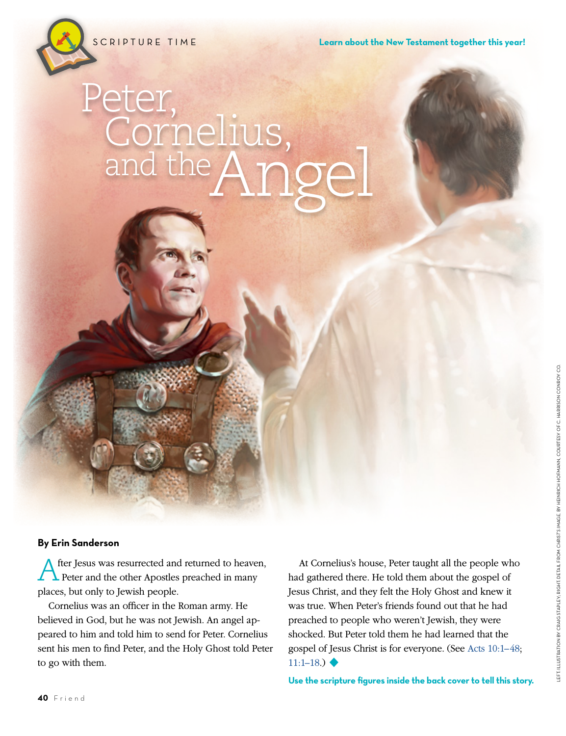SCRIPTURE TIME

Learn about the New Testament together this year!

# Peter, Cornelius, and the Angel

**By Erin Sanderson**

After Jesus was resurrected and returned to heaven, Peter and the other Apostles preached in many places, but only to Jewish people.

Cornelius was an officer in the Roman army. He believed in God, but he was not Jewish. An angel appeared to him and told him to send for Peter. Cornelius sent his men to find Peter, and the Holy Ghost told Peter to go with them.

At Cornelius's house, Peter taught all the people who had gathered there. He told them about the gospel of Jesus Christ, and they felt the Holy Ghost and knew it was true. When Peter's friends found out that he had preached to people who weren't Jewish, they were shocked. But Peter told them he had learned that the gospel of Jesus Christ is for everyone. (See Acts 10:1–48; 11:1–18.) ◆

**Use the scripture figures inside the back cover to tell this story.**

LEFT: ILLUSTRATION BY CRAIG STAPLEY; RIGHT: DETAIL FROM CHRIST'S IMAGE, BY HEINRICH HOFMANN, COURTESY OF C. HARRISON CONROY CO.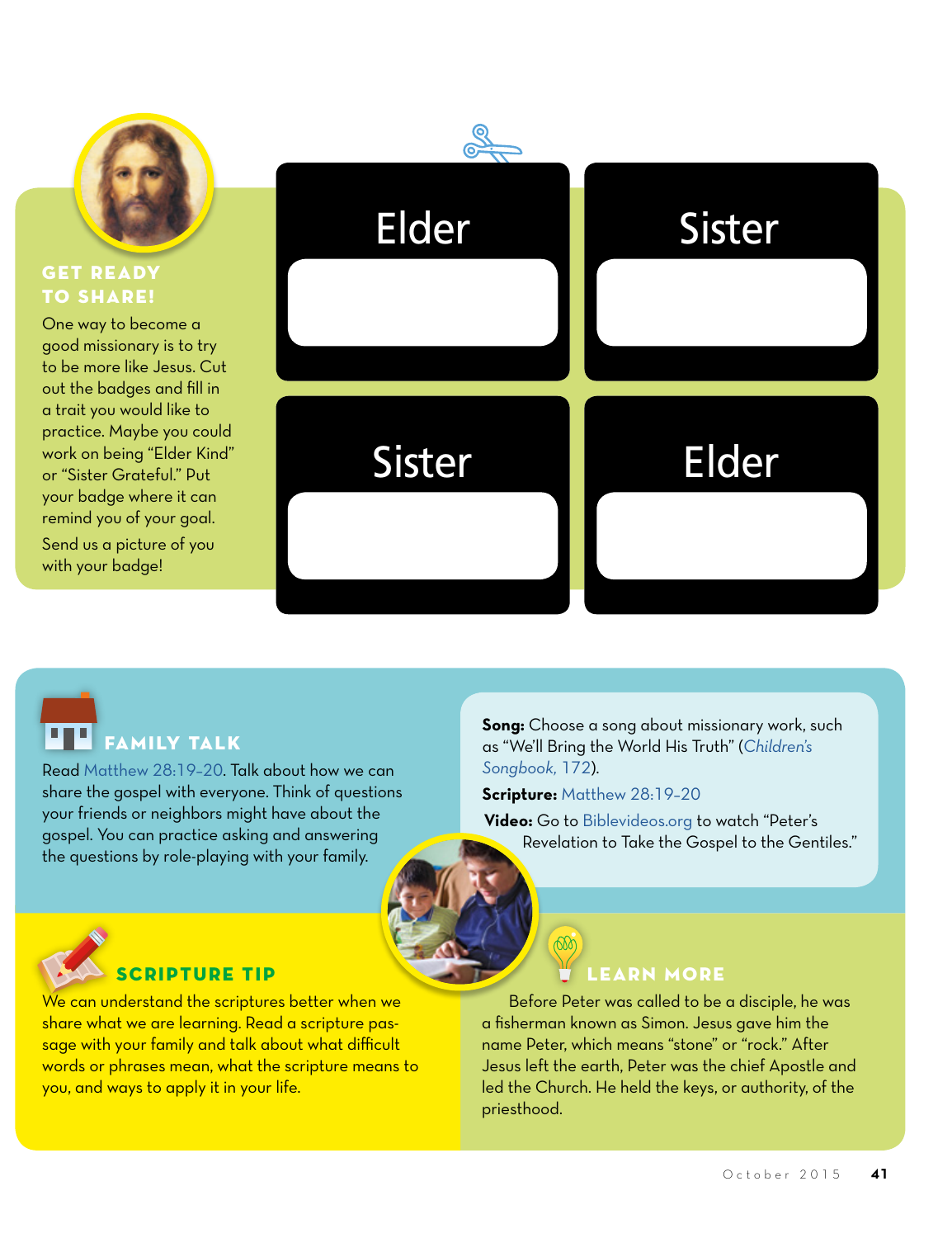## GET READY TO SHARE!

One way to become a good missionary is to try to be more like Jesus. Cut out the badges and fill in a trait you would like to practice. Maybe you could work on being "Elder Kind" or "Sister Grateful." Put your badge where it can remind you of your goal.

Send us a picture of you with your badge!

Elder

Sister

Sister

Elder

## FAMILY TALK

Read Matthew 28:19–20. Talk about how we can share the gospel with everyone. Think of questions your friends or neighbors might have about the gospel. You can practice asking and answering the questions by role-playing with your family.

**Song:** Choose a song about missionary work, such as "We'll Bring the World His Truth" (*Children's Songbook,* 172).

**Scripture:** Matthew 28:19–20

**Video:** Go to Biblevideos.org to watch "Peter's Revelation to Take the Gospel to the Gentiles."

## SCRIPTURE TIP

We can understand the scriptures better when we share what we are learning. Read a scripture passage with your family and talk about what difficult words or phrases mean, what the scripture means to you, and ways to apply it in your life.

## LEARN MORE

Before Peter was called to be a disciple, he was a fisherman known as Simon. Jesus gave him the name Peter, which means "stone" or "rock." After Jesus left the earth, Peter was the chief Apostle and led the Church. He held the keys, or authority, of the priesthood.